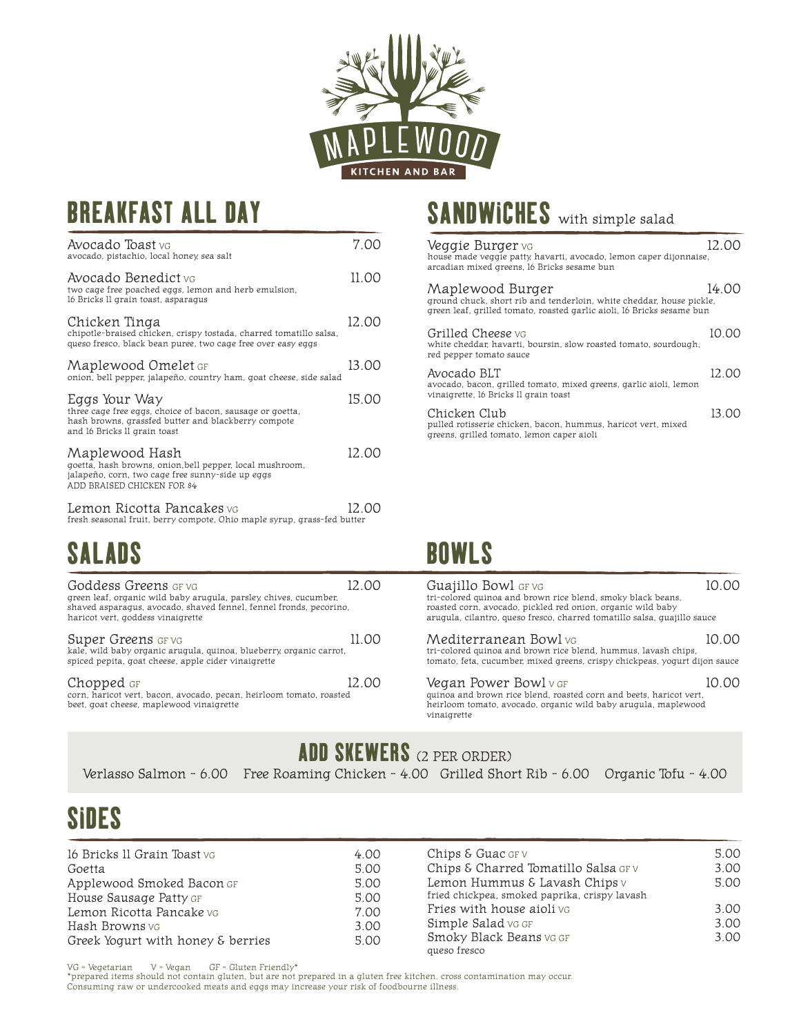# MAPLEWOOD
KITCHEN AND BAR

## BREAKFAST ALL DAY

**Avocado Toast** VG — 7.00
avocado, pistachio, local honey, sea salt

**Avocado Benedict** — 11.00
two cage free poached eggs, lemon and herb emulsion, 16 Bricks 11 grain toast, asparagus

**Chicken Tinga** — 12.00
chipotle-braised chicken, crispy tostada, charred tomatillo salsa, queso fresco, black bean puree, two cage free over easy eggs

**Maplewood Omelet** GF — 13.00
onion, bell pepper, jalapeño, country ham, goat cheese, side salad

**Eggs Your Way** — 15.00
three cage free eggs, choice of bacon, sausage or goetta, hash browns, grassfed butter and blackberry compote and 16 Bricks 11 grain toast

**Maplewood Hash** — 12.00
goetta, hash browns, onion,bell pepper, local mushroom, jalapeño, corn, two cage free sunny-side up eggs
ADD BRAISED CHICKEN FOR $4

**Lemon Ricotta Pancakes** VG — 12.00
fresh seasonal fruit, berry compote, Ohio maple syrup, grass-fed butter

## SANDWICHES with simple salad

**Veggie Burger** VG — 12.00
house made veggie patty, havarti, avocado, lemon caper dijonnaise, arcadian mixed greens, 16 Bricks sesame bun

**Maplewood Burger** — 14.00
ground chuck, short rib and tenderloin, white cheddar, house pickle, green leaf, grilled tomato, roasted garlic aioli, 16 Bricks sesame bun

**Grilled Cheese** VG — 10.00
white cheddar, havarti, boursin, slow roasted tomato, sourdough, red pepper tomato sauce

**Avocado BLT** — 12.00
avocado, bacon, grilled tomato, mixed greens, garlic aioli, lemon vinaigrette, 16 Bricks 11 grain toast

**Chicken Club** — 13.00
pulled rotisserie chicken, bacon, hummus, haricot vert, mixed greens, grilled tomato, lemon caper aioli

## SALADS

**Goddess Greens** GF VG — 12.00
green leaf, organic wild baby arugula, parsley, chives, cucumber, shaved asparagus, avocado, shaved fennel, fennel fronds, pecorino, haricot vert, goddess vinaigrette

**Super Greens** GF VG — 11.00
kale, wild baby organic arugula, quinoa, blueberry, organic carrot, spiced pepita, goat cheese, apple cider vinaigrette

**Chopped** GF — 12.00
corn, haricot vert, bacon, avocado, pecan, heirloom tomato, roasted beet, goat cheese, maplewood vinaigrette

## BOWLS

**Guajillo Bowl** GF VG — 10.00
tri-colored quinoa and brown rice blend, smoky black beans, roasted corn, avocado, pickled red onion, organic wild baby arugula, cilantro, queso fresco, charred tomatillo salsa, guajillo sauce

**Mediterranean Bowl** VG — 10.00
tri-colored quinoa and brown rice blend, hummus, lavash chips, tomato, feta, cucumber, mixed greens, crispy chickpeas, yogurt dijon sauce

**Vegan Power Bowl** V GF — 10.00
quinoa and brown rice blend, roasted corn and beets, haricot vert, heirloom tomato, avocado, organic wild baby arugula, maplewood vinaigrette

## ADD SKEWERS (2 PER ORDER)

Verlasso Salmon - 6.00 | Free Roaming Chicken - 4.00 | Grilled Short Rib - 6.00 | Organic Tofu - 4.00

## SIDES

| Item | Price |
|---|---|
| 16 Bricks 11 Grain Toast VG | 4.00 |
| Goetta | 5.00 |
| Applewood Smoked Bacon GF | 5.00 |
| House Sausage Patty GF | 5.00 |
| Lemon Ricotta Pancake VG | 7.00 |
| Hash Browns VG | 3.00 |
| Greek Yogurt with honey & berries | 5.00 |
| Chips & Guac GF V | 5.00 |
| Chips & Charred Tomatillo Salsa GF V | 3.00 |
| Lemon Hummus & Lavash Chips V<br>fried chickpea, smoked paprika, crispy lavash | 5.00 |
| Fries with house aioli VG | 3.00 |
| Simple Salad VG GF | 3.00 |
| Smoky Black Beans VG GF<br>queso fresco | 3.00 |

VG = Vegetarian V = Vegan GF = Gluten Friendly*
*prepared items should not contain gluten, but are not prepared in a gluten free kitchen. cross contamination may occur.
Consuming raw or undercooked meats and eggs may increase your risk of foodbourne illness.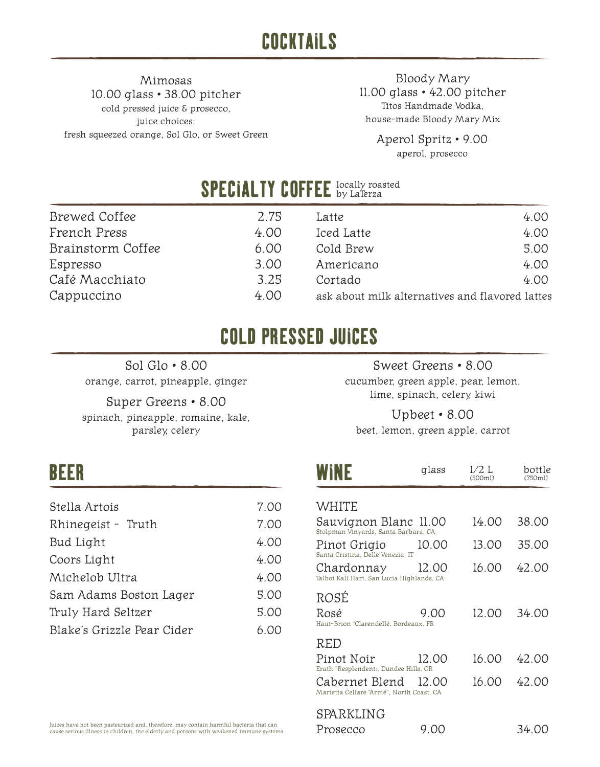# COCKTAILS

**Mimosas**
10.00 glass • 38.00 pitcher
cold pressed juice & prosecco,
juice choices:
fresh squeezed orange, Sol Glo, or Sweet Green

**Bloody Mary**
11.00 glass • 42.00 pitcher
Titos Handmade Vodka,
house-made Bloody Mary Mix

**Aperol Spritz • 9.00**
aperol, prosecco

# SPECIALTY COFFEE locally roasted by LaTerza

| | |
|---|---|
| Brewed Coffee | 2.75 |
| French Press | 4.00 |
| Brainstorm Coffee | 6.00 |
| Espresso | 3.00 |
| Café Macchiato | 3.25 |
| Cappuccino | 4.00 |
| Latte | 4.00 |
| Iced Latte | 4.00 |
| Cold Brew | 5.00 |
| Americano | 4.00 |
| Cortado | 4.00 |

ask about milk alternatives and flavored lattes

# COLD PRESSED JUICES

**Sol Glo • 8.00**
orange, carrot, pineapple, ginger

**Super Greens • 8.00**
spinach, pineapple, romaine, kale, parsley, celery

**Sweet Greens • 8.00**
cucumber, green apple, pear, lemon, lime, spinach, celery, kiwi

**Upbeet • 8.00**
beet, lemon, green apple, carrot

# BEER

| | |
|---|---|
| Stella Artois | 7.00 |
| Rhinegeist - Truth | 7.00 |
| Bud Light | 4.00 |
| Coors Light | 4.00 |
| Michelob Ultra | 4.00 |
| Sam Adams Boston Lager | 5.00 |
| Truly Hard Seltzer | 5.00 |
| Blake's Grizzle Pear Cider | 6.00 |

# WINE

| | glass | 1/2 L (500ml) | bottle (750ml) |
|---|---|---|---|
| **WHITE** | | | |
| Sauvignon Blanc<br>Stolpman Vinyards, Santa Barbara, CA | 11.00 | 14.00 | 38.00 |
| Pinot Grigio<br>Santa Cristina, Delle Venezia, IT | 10.00 | 13.00 | 35.00 |
| Chardonnay<br>Talbot Kali Hart, San Lucia Highlands, CA | 12.00 | 16.00 | 42.00 |
| **ROSÉ** | | | |
| Rosé<br>Haut-Brion "Clarendellé, Bordeaux, FR | 9.00 | 12.00 | 34.00 |
| **RED** | | | |
| Pinot Noir<br>Erath "Resplendent:, Dundee Hills, OR | 12.00 | 16.00 | 42.00 |
| Cabernet Blend<br>Marietta Cellare "Armé", North Coast, CA | 12.00 | 16.00 | 42.00 |
| **SPARKLING** | | | |
| Prosecco | 9.00 | | 34.00 |

Juices have not been pasteurized and, therefore, may contain harmful bacteria that can cause serious illness in children, the elderly and persons with weakened immune systems